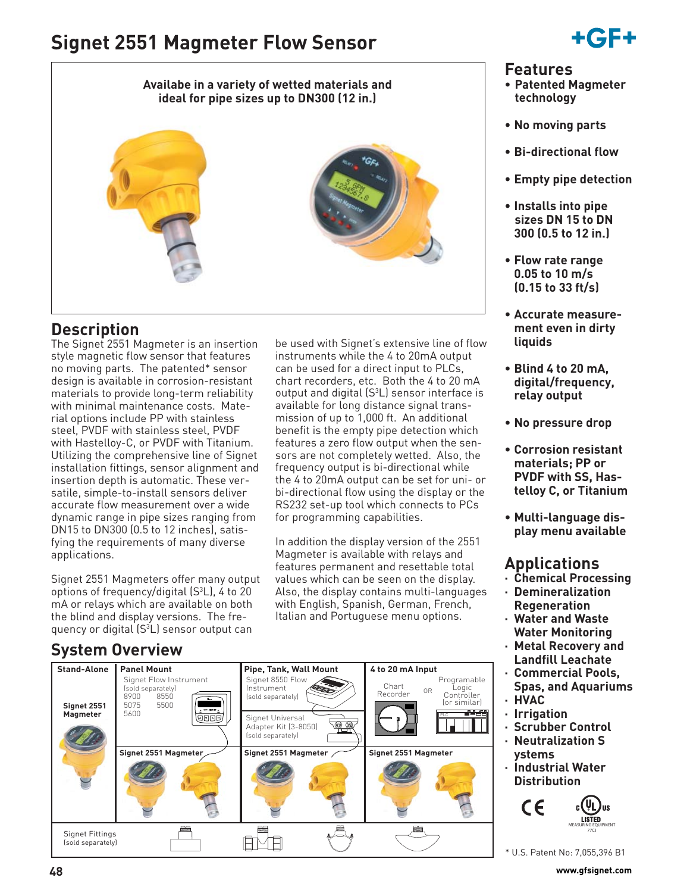# Signet 2551 Magmeter Flow Sensor

**Availabe in a variety of wetted materials and ideal for pipe sizes up to DN300 (12 in.)**

## Description

The Signet 2551 Magmeter is an insertion style magnetic flow sensor that features no moving parts. The patented* sensor design is available in corrosion-resistant materials to provide long-term reliability with minimal maintenance costs. Material options include PP with stainless steel, PVDF with stainless steel, PVDF with Hastelloy-C, or PVDF with Titanium. Utilizing the comprehensive line of Signet installation fittings, sensor alignment and insertion depth is automatic. These versatile, simple-to-install sensors deliver accurate flow measurement over a wide dynamic range in pipe sizes ranging from DN15 to DN300 (0.5 to 12 inches), satisfying the requirements of many diverse applications.

Signet 2551 Magmeters offer many output options of frequency/digital (S[3]L), 4 to 20 mA or relays which are available on both the blind and display versions. The frequency or digital (S[3]L) sensor output can be used with Signet's extensive line of flow instruments while the 4 to 20mA output can be used for a direct input to PLCs, chart recorders, etc. Both the 4 to 20 mA output and digital (S[3]L) sensor interface is available for long distance signal transmission of up to 1,000 ft. An additional benefit is the empty pipe detection which features a zero flow output when the sensors are not completely wetted. Also, the frequency output is bi-directional while the 4 to 20mA output can be set for uni- or bi-directional flow using the display or the RS232 set-up tool which connects to PCs for programming capabilities.

In addition the display version of the 2551 Magmeter is available with relays and features permanent and resettable total values which can be seen on the display. Also, the display contains multi-languages with English, Spanish, German, French, Italian and Portuguese menu options.

## System Overview

| Stand-Alone | Panel Mount | Pipe, Tank, Wall Mount | 4 to 20 mA Input |
|---|---|---|---|
| Signet 2551 Magmeter | Signet Flow Instrument (sold separately) 8900, 8550, 5075, 5500, 5600 | Signet 8550 Flow Instrument (sold separately); Signet Universal Adapter Kit (3-8050) (sold separately) | Chart Recorder OR Programable Logic Controller (or similar) |
| | Signet 2551 Magmeter | Signet 2551 Magmeter | Signet 2551 Magmeter |
| Signet Fittings (sold separately) | | | |

## Features

- Patented Magmeter technology
- No moving parts
- Bi-directional flow
- Empty pipe detection
- Installs into pipe sizes DN 15 to DN 300 (0.5 to 12 in.)
- Flow rate range 0.05 to 10 m/s (0.15 to 33 ft/s)
- Accurate measurement even in dirty liquids
- Blind 4 to 20 mA, digital/frequency, relay output
- No pressure drop
- Corrosion resistant materials; PP or PVDF with SS, Hastelloy C, or Titanium
- Multi-language display menu available

## Applications

- Chemical Processing
- Demineralization Regeneration
- Water and Waste Water Monitoring
- Metal Recovery and Landfill Leachate
- Commercial Pools, Spas, and Aquariums
- HVAC
- Irrigation
- Scrubber Control
- Neutralization Systems
- Industrial Water Distribution

CE c UL us LISTED MEASURING EQUIPMENT 77CJ

* U.S. Patent No: 7,055,396 B1

www.gfsignet.com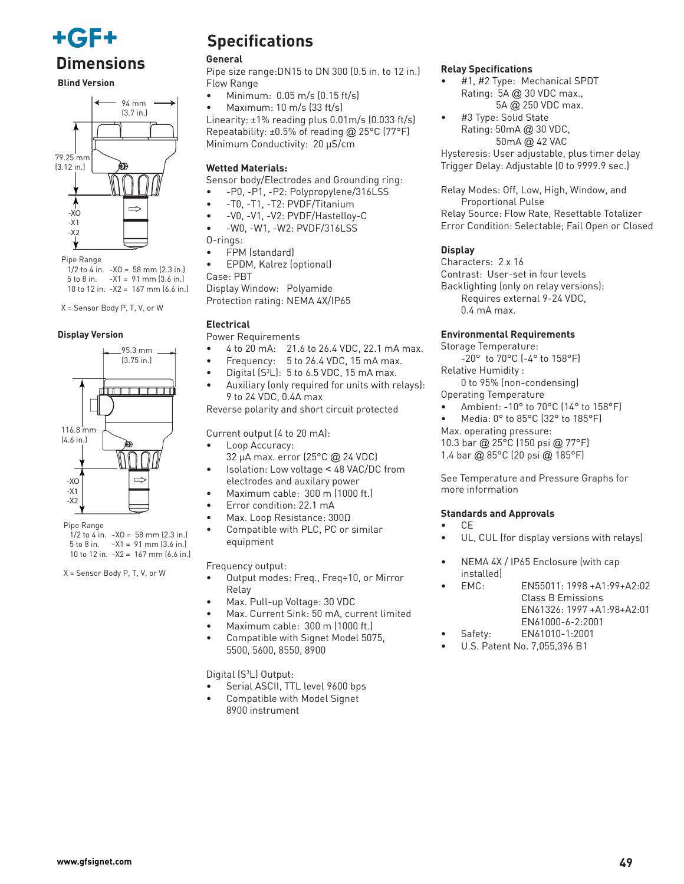## Dimensions

### Blind Version

94 mm
(3.7 in.)

79.25 mm
(3.12 in.)

-XO
-X1
-X2

Pipe Range
1/2 to 4 in. -XO = 58 mm (2.3 in.)
5 to 8 in. -X1 = 91 mm (3.6 in.)
10 to 12 in. -X2 = 167 mm (6.6 in.)

X = Sensor Body P, T, V, or W

### Display Version

95.3 mm
(3.75 in.)

116.8 mm
(4.6 in.)

-XO
-X1
-X2

Pipe Range
1/2 to 4 in. -XO = 58 mm (2.3 in.)
5 to 8 in. -X1 = 91 mm (3.6 in.)
10 to 12 in. -X2 = 167 mm (6.6 in.)

X = Sensor Body P, T, V, or W

## Specifications

### General

Pipe size range:DN15 to DN 300 (0.5 in. to 12 in.)
Flow Range
- Minimum: 0.05 m/s (0.15 ft/s)
- Maximum: 10 m/s (33 ft/s)

Linearity: ±1% reading plus 0.01m/s (0.033 ft/s)
Repeatability: ±0.5% of reading @ 25°C (77°F)
Minimum Conductivity: 20 µS/cm

### Wetted Materials:

Sensor body/Electrodes and Grounding ring:
- -P0, -P1, -P2: Polypropylene/316LSS
- -T0, -T1, -T2: PVDF/Titanium
- -V0, -V1, -V2: PVDF/Hastelloy-C
- -W0, -W1, -W2: PVDF/316LSS

O-rings:
- FPM (standard)
- EPDM, Kalrez (optional)

Case: PBT
Display Window: Polyamide
Protection rating: NEMA 4X/IP65

### Electrical

Power Requirements
- 4 to 20 mA: 21.6 to 26.4 VDC, 22.1 mA max.
- Frequency: 5 to 26.4 VDC, 15 mA max.
- Digital (S³L): 5 to 6.5 VDC, 15 mA max.
- Auxiliary (only required for units with relays): 9 to 24 VDC, 0.4A max

Reverse polarity and short circuit protected

Current output (4 to 20 mA):
- Loop Accuracy: 32 µA max. error (25°C @ 24 VDC)
- Isolation: Low voltage < 48 VAC/DC from electrodes and auxilary power
- Maximum cable: 300 m (1000 ft.)
- Error condition: 22.1 mA
- Max. Loop Resistance: 300Ω
- Compatible with PLC, PC or similar equipment

Frequency output:
- Output modes: Freq., Freq÷10, or Mirror Relay
- Max. Pull-up Voltage: 30 VDC
- Max. Current Sink: 50 mA, current limited
- Maximum cable: 300 m (1000 ft.)
- Compatible with Signet Model 5075, 5500, 5600, 8550, 8900

Digital (S³L) Output:
- Serial ASCII, TTL level 9600 bps
- Compatible with Model Signet 8900 instrument

### Relay Specifications

- #1, #2 Type: Mechanical SPDT
  Rating: 5A @ 30 VDC max.,
  5A @ 250 VDC max.
- #3 Type: Solid State
  Rating: 50mA @ 30 VDC,
  50mA @ 42 VAC

Hysteresis: User adjustable, plus timer delay
Trigger Delay: Adjustable (0 to 9999.9 sec.)

Relay Modes: Off, Low, High, Window, and Proportional Pulse
Relay Source: Flow Rate, Resettable Totalizer
Error Condition: Selectable; Fail Open or Closed

### Display

Characters: 2 x 16
Contrast: User-set in four levels
Backlighting (only on relay versions):
Requires external 9-24 VDC,
0.4 mA max.

### Environmental Requirements

Storage Temperature:
-20° to 70°C (-4° to 158°F)
Relative Humidity :
0 to 95% (non-condensing)
Operating Temperature
- Ambient: -10° to 70°C (14° to 158°F)
- Media: 0° to 85°C (32° to 185°F)

Max. operating pressure:
10.3 bar @ 25°C (150 psi @ 77°F)
1.4 bar @ 85°C (20 psi @ 185°F)

See Temperature and Pressure Graphs for more information

### Standards and Approvals

- CE
- UL, CUL (for display versions with relays)
- NEMA 4X / IP65 Enclosure (with cap installed)
- EMC: EN55011: 1998 +A1:99+A2:02 Class B Emissions
  EN61326: 1997 +A1:98+A2:01
  EN61000-6-2:2001
- Safety: EN61010-1:2001
- U.S. Patent No. 7,055,396 B1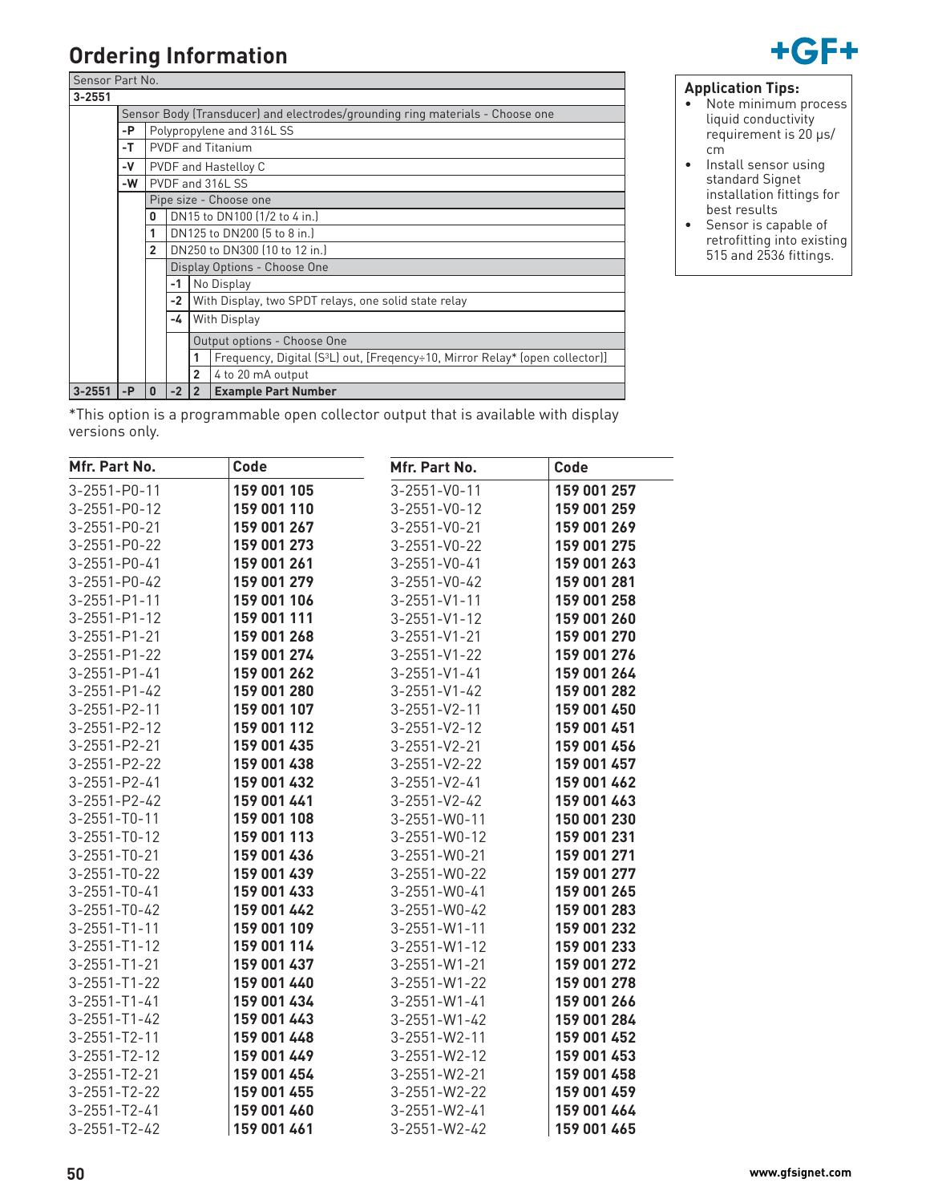## Ordering Information

| Sensor Part No. | | | | | |
|---|---|---|---|---|---|
| **3-2551** | | | | | |
| | Sensor Body (Transducer) and electrodes/grounding ring materials - Choose one | | | | |
| | **-P** | Polypropylene and 316L SS | | | |
| | **-T** | PVDF and Titanium | | | |
| | **-V** | PVDF and Hastelloy C | | | |
| | **-W** | PVDF and 316L SS | | | |
| | | Pipe size - Choose one | | | |
| | | **0** | DN15 to DN100 (1/2 to 4 in.) | | |
| | | **1** | DN125 to DN200 (5 to 8 in.) | | |
| | | **2** | DN250 to DN300 (10 to 12 in.) | | |
| | | | Display Options - Choose One | | |
| | | | **-1** | No Display | |
| | | | **-2** | With Display, two SPDT relays, one solid state relay | |
| | | | **-4** | With Display | |
| | | | | Output options - Choose One | |
| | | | | **1** | Frequency, Digital ($S^3L$) out, [Freqency÷10, Mirror Relay* (open collector)] |
| | | | | **2** | 4 to 20 mA output |
| **3-2551** | **-P** | **0** | **-2** | **2** | **Example Part Number** |

*This option is a programmable open collector output that is available with display versions only.

**Application Tips:**

- Note minimum process liquid conductivity requirement is 20 µs/cm
- Install sensor using standard Signet installation fittings for best results
- Sensor is capable of retrofitting into existing 515 and 2536 fittings.

| Mfr. Part No. | Code |
|---|---|
| 3-2551-P0-11 | **159 001 105** |
| 3-2551-P0-12 | **159 001 110** |
| 3-2551-P0-21 | **159 001 267** |
| 3-2551-P0-22 | **159 001 273** |
| 3-2551-P0-41 | **159 001 261** |
| 3-2551-P0-42 | **159 001 279** |
| 3-2551-P1-11 | **159 001 106** |
| 3-2551-P1-12 | **159 001 111** |
| 3-2551-P1-21 | **159 001 268** |
| 3-2551-P1-22 | **159 001 274** |
| 3-2551-P1-41 | **159 001 262** |
| 3-2551-P1-42 | **159 001 280** |
| 3-2551-P2-11 | **159 001 107** |
| 3-2551-P2-12 | **159 001 112** |
| 3-2551-P2-21 | **159 001 435** |
| 3-2551-P2-22 | **159 001 438** |
| 3-2551-P2-41 | **159 001 432** |
| 3-2551-P2-42 | **159 001 441** |
| 3-2551-T0-11 | **159 001 108** |
| 3-2551-T0-12 | **159 001 113** |
| 3-2551-T0-21 | **159 001 436** |
| 3-2551-T0-22 | **159 001 439** |
| 3-2551-T0-41 | **159 001 433** |
| 3-2551-T0-42 | **159 001 442** |
| 3-2551-T1-11 | **159 001 109** |
| 3-2551-T1-12 | **159 001 114** |
| 3-2551-T1-21 | **159 001 437** |
| 3-2551-T1-22 | **159 001 440** |
| 3-2551-T1-41 | **159 001 434** |
| 3-2551-T1-42 | **159 001 443** |
| 3-2551-T2-11 | **159 001 448** |
| 3-2551-T2-12 | **159 001 449** |
| 3-2551-T2-21 | **159 001 454** |
| 3-2551-T2-22 | **159 001 455** |
| 3-2551-T2-41 | **159 001 460** |
| 3-2551-T2-42 | **159 001 461** |

| Mfr. Part No. | Code |
|---|---|
| 3-2551-V0-11 | **159 001 257** |
| 3-2551-V0-12 | **159 001 259** |
| 3-2551-V0-21 | **159 001 269** |
| 3-2551-V0-22 | **159 001 275** |
| 3-2551-V0-41 | **159 001 263** |
| 3-2551-V0-42 | **159 001 281** |
| 3-2551-V1-11 | **159 001 258** |
| 3-2551-V1-12 | **159 001 260** |
| 3-2551-V1-21 | **159 001 270** |
| 3-2551-V1-22 | **159 001 276** |
| 3-2551-V1-41 | **159 001 264** |
| 3-2551-V1-42 | **159 001 282** |
| 3-2551-V2-11 | **159 001 450** |
| 3-2551-V2-12 | **159 001 451** |
| 3-2551-V2-21 | **159 001 456** |
| 3-2551-V2-22 | **159 001 457** |
| 3-2551-V2-41 | **159 001 462** |
| 3-2551-V2-42 | **159 001 463** |
| 3-2551-W0-11 | **150 001 230** |
| 3-2551-W0-12 | **159 001 231** |
| 3-2551-W0-21 | **159 001 271** |
| 3-2551-W0-22 | **159 001 277** |
| 3-2551-W0-41 | **159 001 265** |
| 3-2551-W0-42 | **159 001 283** |
| 3-2551-W1-11 | **159 001 232** |
| 3-2551-W1-12 | **159 001 233** |
| 3-2551-W1-21 | **159 001 272** |
| 3-2551-W1-22 | **159 001 278** |
| 3-2551-W1-41 | **159 001 266** |
| 3-2551-W1-42 | **159 001 284** |
| 3-2551-W2-11 | **159 001 452** |
| 3-2551-W2-12 | **159 001 453** |
| 3-2551-W2-21 | **159 001 458** |
| 3-2551-W2-22 | **159 001 459** |
| 3-2551-W2-41 | **159 001 464** |
| 3-2551-W2-42 | **159 001 465** |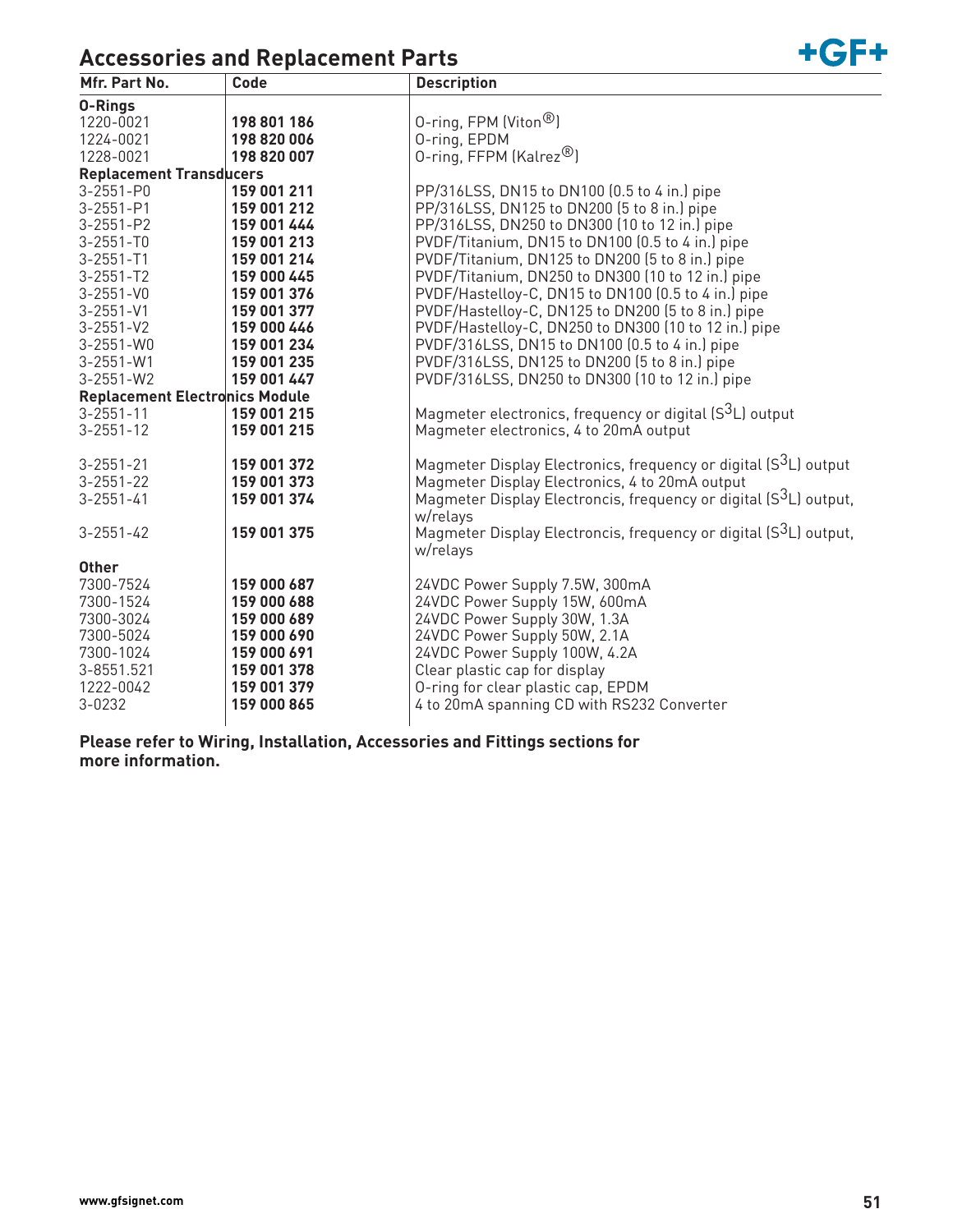## Accessories and Replacement Parts

| Mfr. Part No. | Code | Description |
|---|---|---|
| **O-Rings** | | |
| 1220-0021 | **198 801 186** | O-ring, FPM (Viton®) |
| 1224-0021 | **198 820 006** | O-ring, EPDM |
| 1228-0021 | **198 820 007** | O-ring, FFPM (Kalrez®) |
| **Replacement Transducers** | | |
| 3-2551-P0 | **159 001 211** | PP/316LSS, DN15 to DN100 (0.5 to 4 in.) pipe |
| 3-2551-P1 | **159 001 212** | PP/316LSS, DN125 to DN200 (5 to 8 in.) pipe |
| 3-2551-P2 | **159 001 444** | PP/316LSS, DN250 to DN300 (10 to 12 in.) pipe |
| 3-2551-T0 | **159 001 213** | PVDF/Titanium, DN15 to DN100 (0.5 to 4 in.) pipe |
| 3-2551-T1 | **159 001 214** | PVDF/Titanium, DN125 to DN200 (5 to 8 in.) pipe |
| 3-2551-T2 | **159 000 445** | PVDF/Titanium, DN250 to DN300 (10 to 12 in.) pipe |
| 3-2551-V0 | **159 001 376** | PVDF/Hastelloy-C, DN15 to DN100 (0.5 to 4 in.) pipe |
| 3-2551-V1 | **159 001 377** | PVDF/Hastelloy-C, DN125 to DN200 (5 to 8 in.) pipe |
| 3-2551-V2 | **159 000 446** | PVDF/Hastelloy-C, DN250 to DN300 (10 to 12 in.) pipe |
| 3-2551-W0 | **159 001 234** | PVDF/316LSS, DN15 to DN100 (0.5 to 4 in.) pipe |
| 3-2551-W1 | **159 001 235** | PVDF/316LSS, DN125 to DN200 (5 to 8 in.) pipe |
| 3-2551-W2 | **159 001 447** | PVDF/316LSS, DN250 to DN300 (10 to 12 in.) pipe |
| **Replacement Electronics Module** | | |
| 3-2551-11 | **159 001 215** | Magmeter electronics, frequency or digital ($S^3L$) output |
| 3-2551-12 | **159 001 215** | Magmeter electronics, 4 to 20mA output |
| 3-2551-21 | **159 001 372** | Magmeter Display Electronics, frequency or digital ($S^3L$) output |
| 3-2551-22 | **159 001 373** | Magmeter Display Electronics, 4 to 20mA output |
| 3-2551-41 | **159 001 374** | Magmeter Display Electroncis, frequency or digital ($S^3L$) output, w/relays |
| 3-2551-42 | **159 001 375** | Magmeter Display Electroncis, frequency or digital ($S^3L$) output, w/relays |
| **Other** | | |
| 7300-7524 | **159 000 687** | 24VDC Power Supply 7.5W, 300mA |
| 7300-1524 | **159 000 688** | 24VDC Power Supply 15W, 600mA |
| 7300-3024 | **159 000 689** | 24VDC Power Supply 30W, 1.3A |
| 7300-5024 | **159 000 690** | 24VDC Power Supply 50W, 2.1A |
| 7300-1024 | **159 000 691** | 24VDC Power Supply 100W, 4.2A |
| 3-8551.521 | **159 001 378** | Clear plastic cap for display |
| 1222-0042 | **159 001 379** | O-ring for clear plastic cap, EPDM |
| 3-0232 | **159 000 865** | 4 to 20mA spanning CD with RS232 Converter |

**Please refer to Wiring, Installation, Accessories and Fittings sections for more information.**

www.gfsignet.com